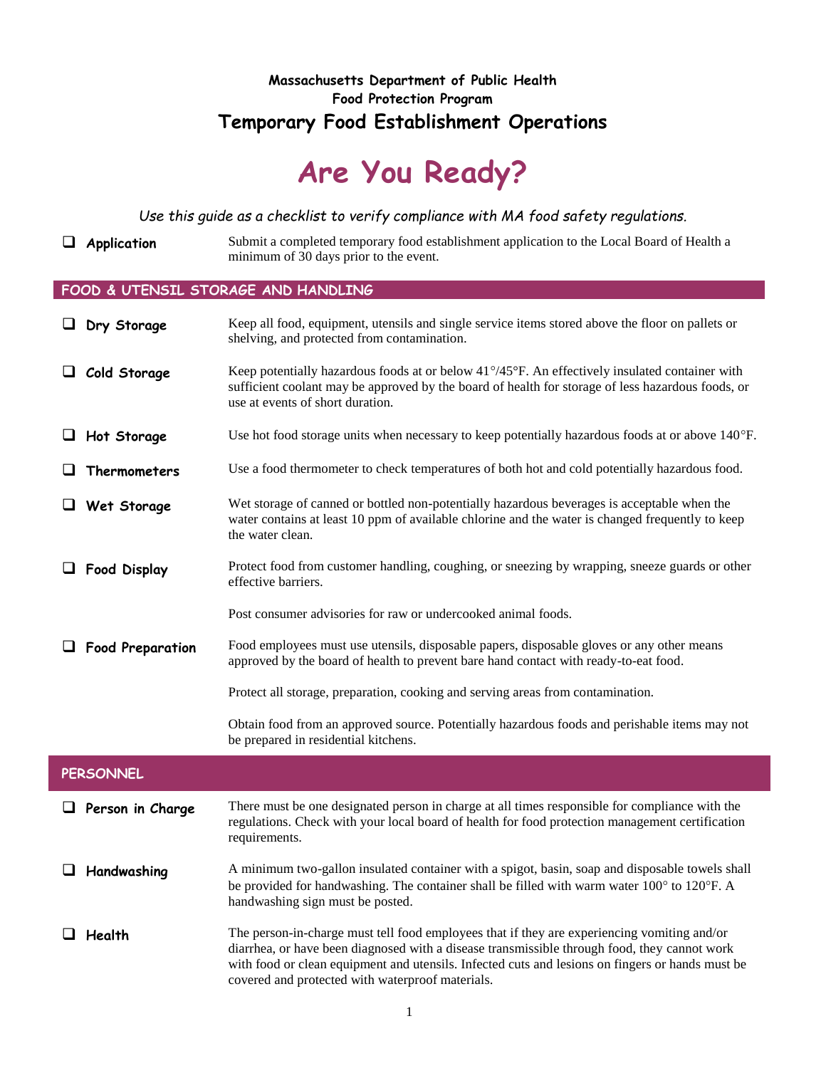**Massachusetts Department of Public Health**
**Food Protection Program**

# Temporary Food Establishment Operations

# Are You Ready?

*Use this guide as a checklist to verify compliance with MA food safety regulations.*

- ☐ **Application** — Submit a completed temporary food establishment application to the Local Board of Health a minimum of 30 days prior to the event.

## FOOD & UTENSIL STORAGE AND HANDLING

- ☐ **Dry Storage** — Keep all food, equipment, utensils and single service items stored above the floor on pallets or shelving, and protected from contamination.

- ☐ **Cold Storage** — Keep potentially hazardous foods at or below 41°/45°F. An effectively insulated container with sufficient coolant may be approved by the board of health for storage of less hazardous foods, or use at events of short duration.

- ☐ **Hot Storage** — Use hot food storage units when necessary to keep potentially hazardous foods at or above 140°F.

- ☐ **Thermometers** — Use a food thermometer to check temperatures of both hot and cold potentially hazardous food.

- ☐ **Wet Storage** — Wet storage of canned or bottled non-potentially hazardous beverages is acceptable when the water contains at least 10 ppm of available chlorine and the water is changed frequently to keep the water clean.

- ☐ **Food Display** — Protect food from customer handling, coughing, or sneezing by wrapping, sneeze guards or other effective barriers.

  Post consumer advisories for raw or undercooked animal foods.

- ☐ **Food Preparation** — Food employees must use utensils, disposable papers, disposable gloves or any other means approved by the board of health to prevent bare hand contact with ready-to-eat food.

  Protect all storage, preparation, cooking and serving areas from contamination.

  Obtain food from an approved source. Potentially hazardous foods and perishable items may not be prepared in residential kitchens.

## PERSONNEL

- ☐ **Person in Charge** — There must be one designated person in charge at all times responsible for compliance with the regulations. Check with your local board of health for food protection management certification requirements.

- ☐ **Handwashing** — A minimum two-gallon insulated container with a spigot, basin, soap and disposable towels shall be provided for handwashing. The container shall be filled with warm water 100° to 120°F. A handwashing sign must be posted.

- ☐ **Health** — The person-in-charge must tell food employees that if they are experiencing vomiting and/or diarrhea, or have been diagnosed with a disease transmissible through food, they cannot work with food or clean equipment and utensils. Infected cuts and lesions on fingers or hands must be covered and protected with waterproof materials.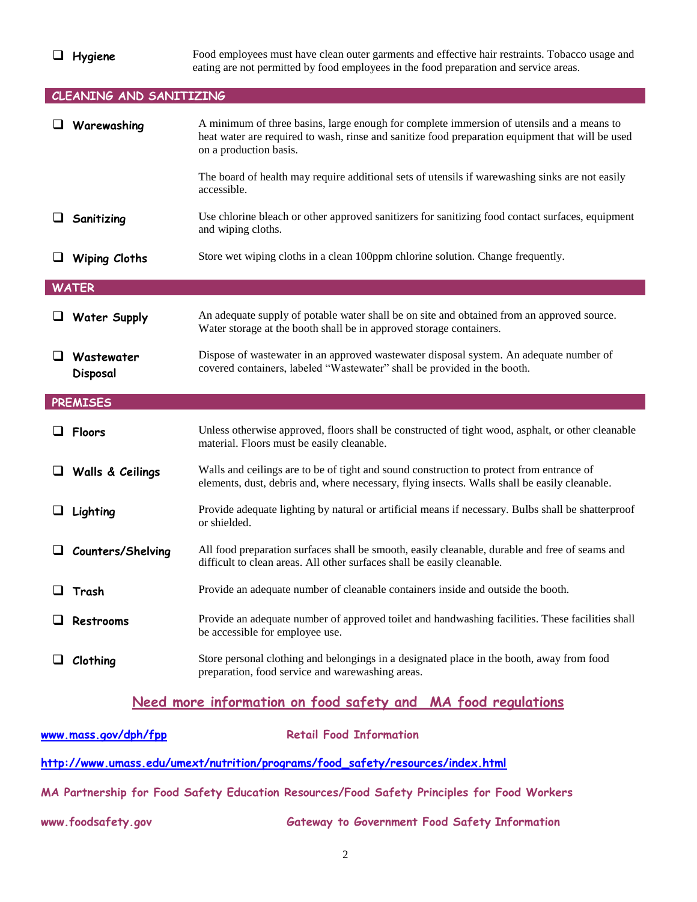- [ ] **Hygiene** — Food employees must have clean outer garments and effective hair restraints. Tobacco usage and eating are not permitted by food employees in the food preparation and service areas.

## CLEANING AND SANITIZING

- [ ] **Warewashing** — A minimum of three basins, large enough for complete immersion of utensils and a means to heat water are required to wash, rinse and sanitize food preparation equipment that will be used on a production basis.

  The board of health may require additional sets of utensils if warewashing sinks are not easily accessible.

- [ ] **Sanitizing** — Use chlorine bleach or other approved sanitizers for sanitizing food contact surfaces, equipment and wiping cloths.

- [ ] **Wiping Cloths** — Store wet wiping cloths in a clean 100ppm chlorine solution. Change frequently.

## WATER

- [ ] **Water Supply** — An adequate supply of potable water shall be on site and obtained from an approved source. Water storage at the booth shall be in approved storage containers.

- [ ] **Wastewater Disposal** — Dispose of wastewater in an approved wastewater disposal system. An adequate number of covered containers, labeled "Wastewater" shall be provided in the booth.

## PREMISES

- [ ] **Floors** — Unless otherwise approved, floors shall be constructed of tight wood, asphalt, or other cleanable material. Floors must be easily cleanable.

- [ ] **Walls & Ceilings** — Walls and ceilings are to be of tight and sound construction to protect from entrance of elements, dust, debris and, where necessary, flying insects. Walls shall be easily cleanable.

- [ ] **Lighting** — Provide adequate lighting by natural or artificial means if necessary. Bulbs shall be shatterproof or shielded.

- [ ] **Counters/Shelving** — All food preparation surfaces shall be smooth, easily cleanable, durable and free of seams and difficult to clean areas. All other surfaces shall be easily cleanable.

- [ ] **Trash** — Provide an adequate number of cleanable containers inside and outside the booth.

- [ ] **Restrooms** — Provide an adequate number of approved toilet and handwashing facilities. These facilities shall be accessible for employee use.

- [ ] **Clothing** — Store personal clothing and belongings in a designated place in the booth, away from food preparation, food service and warewashing areas.

## Need more information on food safety and MA food regulations

**www.mass.gov/dph/fpp** — Retail Food Information

**http://www.umass.edu/umext/nutrition/programs/food_safety/resources/index.html**

MA Partnership for Food Safety Education Resources/Food Safety Principles for Food Workers

**www.foodsafety.gov** — Gateway to Government Food Safety Information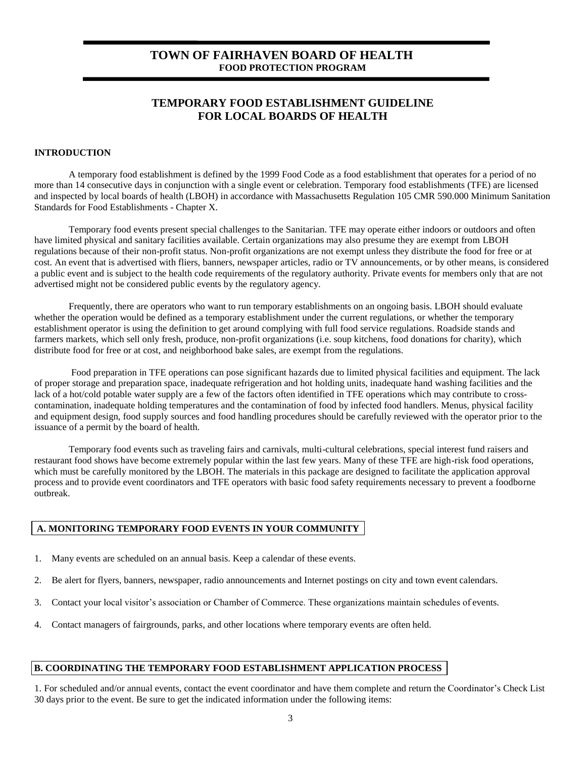# TOWN OF FAIRHAVEN BOARD OF HEALTH
## FOOD PROTECTION PROGRAM

## TEMPORARY FOOD ESTABLISHMENT GUIDELINE FOR LOCAL BOARDS OF HEALTH

### INTRODUCTION

A temporary food establishment is defined by the 1999 Food Code as a food establishment that operates for a period of no more than 14 consecutive days in conjunction with a single event or celebration. Temporary food establishments (TFE) are licensed and inspected by local boards of health (LBOH) in accordance with Massachusetts Regulation 105 CMR 590.000 Minimum Sanitation Standards for Food Establishments - Chapter X.

Temporary food events present special challenges to the Sanitarian. TFE may operate either indoors or outdoors and often have limited physical and sanitary facilities available. Certain organizations may also presume they are exempt from LBOH regulations because of their non-profit status. Non-profit organizations are not exempt unless they distribute the food for free or at cost. An event that is advertised with fliers, banners, newspaper articles, radio or TV announcements, or by other means, is considered a public event and is subject to the health code requirements of the regulatory authority. Private events for members only that are not advertised might not be considered public events by the regulatory agency.

Frequently, there are operators who want to run temporary establishments on an ongoing basis. LBOH should evaluate whether the operation would be defined as a temporary establishment under the current regulations, or whether the temporary establishment operator is using the definition to get around complying with full food service regulations. Roadside stands and farmers markets, which sell only fresh, produce, non-profit organizations (i.e. soup kitchens, food donations for charity), which distribute food for free or at cost, and neighborhood bake sales, are exempt from the regulations.

Food preparation in TFE operations can pose significant hazards due to limited physical facilities and equipment. The lack of proper storage and preparation space, inadequate refrigeration and hot holding units, inadequate hand washing facilities and the lack of a hot/cold potable water supply are a few of the factors often identified in TFE operations which may contribute to cross-contamination, inadequate holding temperatures and the contamination of food by infected food handlers. Menus, physical facility and equipment design, food supply sources and food handling procedures should be carefully reviewed with the operator prior to the issuance of a permit by the board of health.

Temporary food events such as traveling fairs and carnivals, multi-cultural celebrations, special interest fund raisers and restaurant food shows have become extremely popular within the last few years. Many of these TFE are high-risk food operations, which must be carefully monitored by the LBOH. The materials in this package are designed to facilitate the application approval process and to provide event coordinators and TFE operators with basic food safety requirements necessary to prevent a foodborne outbreak.

### A. MONITORING TEMPORARY FOOD EVENTS IN YOUR COMMUNITY

1. Many events are scheduled on an annual basis. Keep a calendar of these events.
2. Be alert for flyers, banners, newspaper, radio announcements and Internet postings on city and town event calendars.
3. Contact your local visitor's association or Chamber of Commerce. These organizations maintain schedules of events.
4. Contact managers of fairgrounds, parks, and other locations where temporary events are often held.

### B. COORDINATING THE TEMPORARY FOOD ESTABLISHMENT APPLICATION PROCESS

1. For scheduled and/or annual events, contact the event coordinator and have them complete and return the Coordinator's Check List 30 days prior to the event. Be sure to get the indicated information under the following items: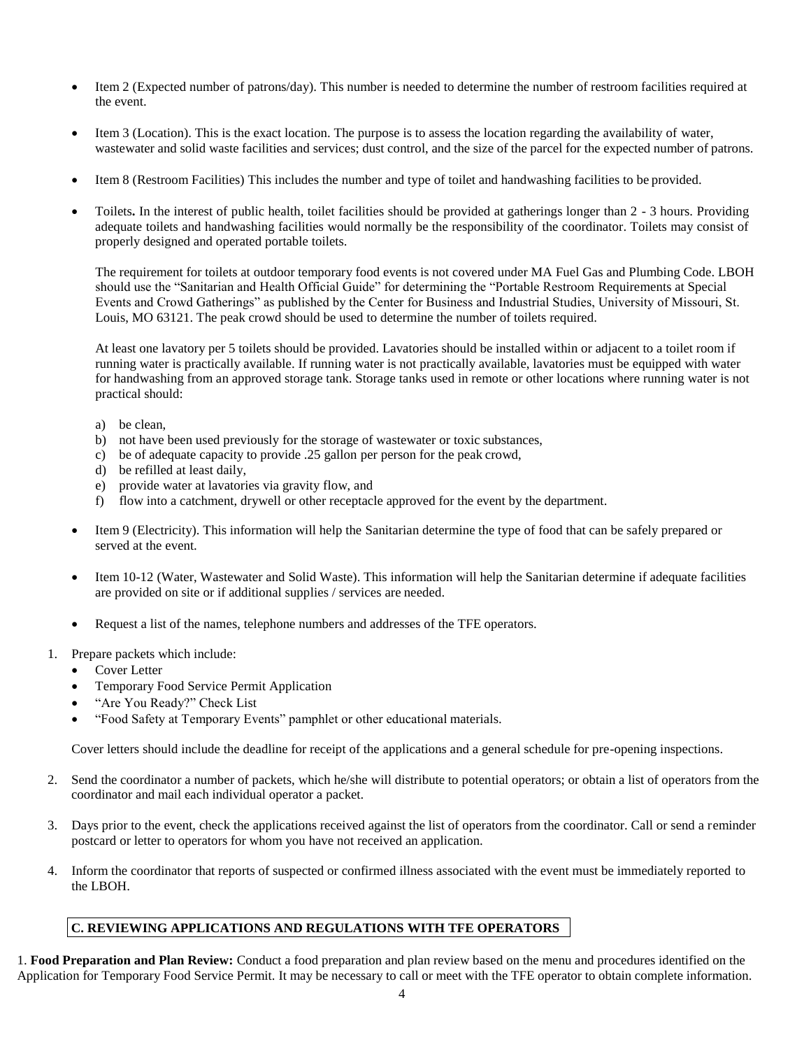- Item 2 (Expected number of patrons/day). This number is needed to determine the number of restroom facilities required at the event.

- Item 3 (Location). This is the exact location. The purpose is to assess the location regarding the availability of water, wastewater and solid waste facilities and services; dust control, and the size of the parcel for the expected number of patrons.

- Item 8 (Restroom Facilities) This includes the number and type of toilet and handwashing facilities to be provided.

- Toilets**.** In the interest of public health, toilet facilities should be provided at gatherings longer than 2 - 3 hours. Providing adequate toilets and handwashing facilities would normally be the responsibility of the coordinator. Toilets may consist of properly designed and operated portable toilets.

  The requirement for toilets at outdoor temporary food events is not covered under MA Fuel Gas and Plumbing Code. LBOH should use the "Sanitarian and Health Official Guide" for determining the "Portable Restroom Requirements at Special Events and Crowd Gatherings" as published by the Center for Business and Industrial Studies, University of Missouri, St. Louis, MO 63121. The peak crowd should be used to determine the number of toilets required.

  At least one lavatory per 5 toilets should be provided. Lavatories should be installed within or adjacent to a toilet room if running water is practically available. If running water is not practically available, lavatories must be equipped with water for handwashing from an approved storage tank. Storage tanks used in remote or other locations where running water is not practical should:

  a) be clean,
  b) not have been used previously for the storage of wastewater or toxic substances,
  c) be of adequate capacity to provide .25 gallon per person for the peak crowd,
  d) be refilled at least daily,
  e) provide water at lavatories via gravity flow, and
  f) flow into a catchment, drywell or other receptacle approved for the event by the department.

- Item 9 (Electricity). This information will help the Sanitarian determine the type of food that can be safely prepared or served at the event.

- Item 10-12 (Water, Wastewater and Solid Waste). This information will help the Sanitarian determine if adequate facilities are provided on site or if additional supplies / services are needed.

- Request a list of the names, telephone numbers and addresses of the TFE operators.

1. Prepare packets which include:
   - Cover Letter
   - Temporary Food Service Permit Application
   - "Are You Ready?" Check List
   - "Food Safety at Temporary Events" pamphlet or other educational materials.

   Cover letters should include the deadline for receipt of the applications and a general schedule for pre-opening inspections.

2. Send the coordinator a number of packets, which he/she will distribute to potential operators; or obtain a list of operators from the coordinator and mail each individual operator a packet.

3. Days prior to the event, check the applications received against the list of operators from the coordinator. Call or send a reminder postcard or letter to operators for whom you have not received an application.

4. Inform the coordinator that reports of suspected or confirmed illness associated with the event must be immediately reported to the LBOH.

## C. REVIEWING APPLICATIONS AND REGULATIONS WITH TFE OPERATORS

1. **Food Preparation and Plan Review:** Conduct a food preparation and plan review based on the menu and procedures identified on the Application for Temporary Food Service Permit. It may be necessary to call or meet with the TFE operator to obtain complete information.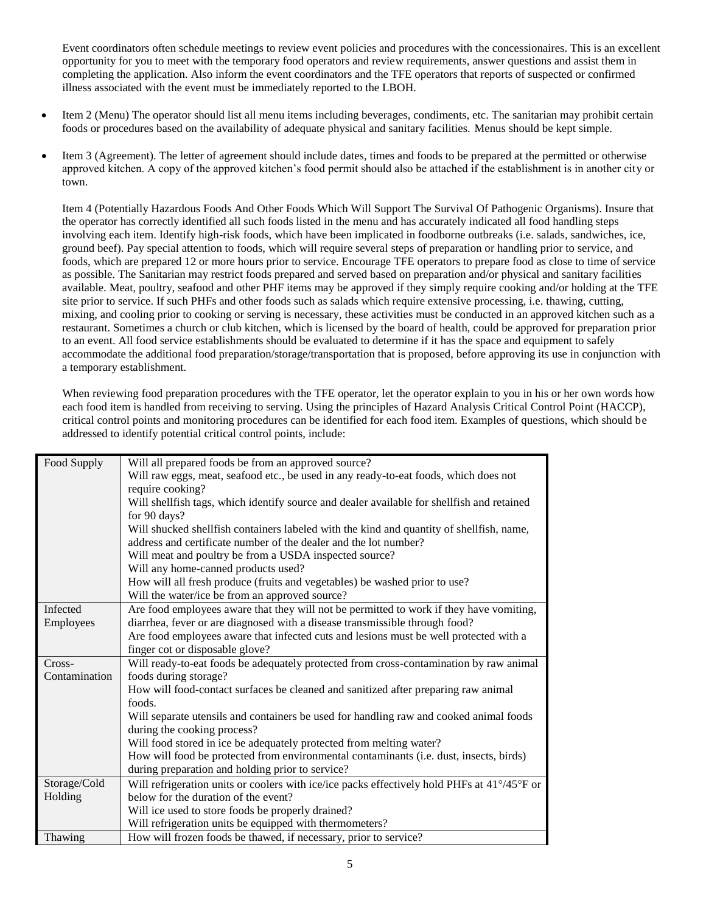Event coordinators often schedule meetings to review event policies and procedures with the concessionaires. This is an excellent opportunity for you to meet with the temporary food operators and review requirements, answer questions and assist them in completing the application. Also inform the event coordinators and the TFE operators that reports of suspected or confirmed illness associated with the event must be immediately reported to the LBOH.

- Item 2 (Menu) The operator should list all menu items including beverages, condiments, etc. The sanitarian may prohibit certain foods or procedures based on the availability of adequate physical and sanitary facilities. Menus should be kept simple.

- Item 3 (Agreement). The letter of agreement should include dates, times and foods to be prepared at the permitted or otherwise approved kitchen. A copy of the approved kitchen's food permit should also be attached if the establishment is in another city or town.

  Item 4 (Potentially Hazardous Foods And Other Foods Which Will Support The Survival Of Pathogenic Organisms). Insure that the operator has correctly identified all such foods listed in the menu and has accurately indicated all food handling steps involving each item. Identify high-risk foods, which have been implicated in foodborne outbreaks (i.e. salads, sandwiches, ice, ground beef). Pay special attention to foods, which will require several steps of preparation or handling prior to service, and foods, which are prepared 12 or more hours prior to service. Encourage TFE operators to prepare food as close to time of service as possible. The Sanitarian may restrict foods prepared and served based on preparation and/or physical and sanitary facilities available. Meat, poultry, seafood and other PHF items may be approved if they simply require cooking and/or holding at the TFE site prior to service. If such PHFs and other foods such as salads which require extensive processing, i.e. thawing, cutting, mixing, and cooling prior to cooking or serving is necessary, these activities must be conducted in an approved kitchen such as a restaurant. Sometimes a church or club kitchen, which is licensed by the board of health, could be approved for preparation prior to an event. All food service establishments should be evaluated to determine if it has the space and equipment to safely accommodate the additional food preparation/storage/transportation that is proposed, before approving its use in conjunction with a temporary establishment.

  When reviewing food preparation procedures with the TFE operator, let the operator explain to you in his or her own words how each food item is handled from receiving to serving. Using the principles of Hazard Analysis Critical Control Point (HACCP), critical control points and monitoring procedures can be identified for each food item. Examples of questions, which should be addressed to identify potential critical control points, include:

| | |
|---|---|
| Food Supply | Will all prepared foods be from an approved source?<br>Will raw eggs, meat, seafood etc., be used in any ready-to-eat foods, which does not require cooking?<br>Will shellfish tags, which identify source and dealer available for shellfish and retained for 90 days?<br>Will shucked shellfish containers labeled with the kind and quantity of shellfish, name, address and certificate number of the dealer and the lot number?<br>Will meat and poultry be from a USDA inspected source?<br>Will any home-canned products used?<br>How will all fresh produce (fruits and vegetables) be washed prior to use?<br>Will the water/ice be from an approved source? |
| Infected Employees | Are food employees aware that they will not be permitted to work if they have vomiting, diarrhea, fever or are diagnosed with a disease transmissible through food?<br>Are food employees aware that infected cuts and lesions must be well protected with a finger cot or disposable glove? |
| Cross-Contamination | Will ready-to-eat foods be adequately protected from cross-contamination by raw animal foods during storage?<br>How will food-contact surfaces be cleaned and sanitized after preparing raw animal foods.<br>Will separate utensils and containers be used for handling raw and cooked animal foods during the cooking process?<br>Will food stored in ice be adequately protected from melting water?<br>How will food be protected from environmental contaminants (i.e. dust, insects, birds) during preparation and holding prior to service? |
| Storage/Cold Holding | Will refrigeration units or coolers with ice/ice packs effectively hold PHFs at 41°/45°F or below for the duration of the event?<br>Will ice used to store foods be properly drained?<br>Will refrigeration units be equipped with thermometers? |
| Thawing | How will frozen foods be thawed, if necessary, prior to service? |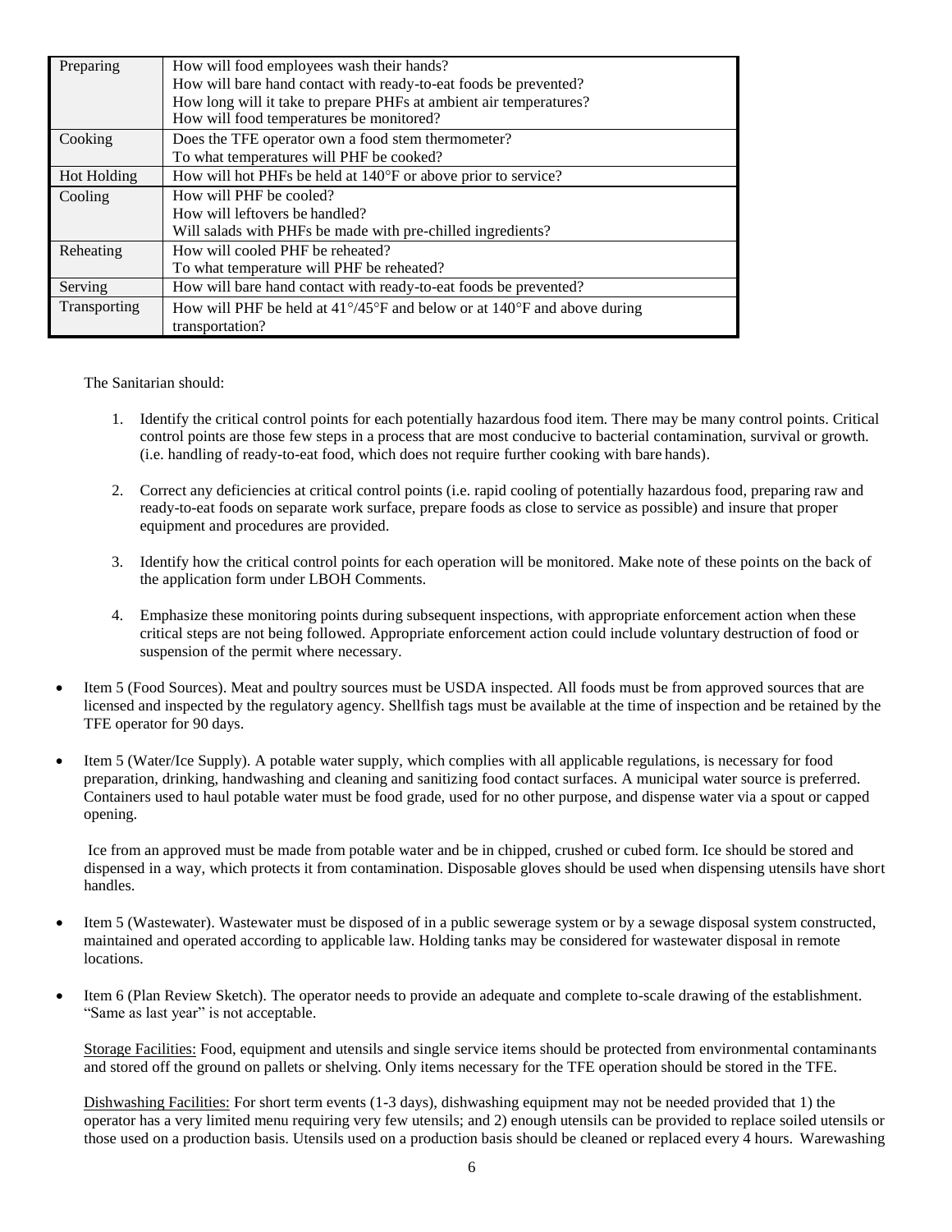| | |
|---|---|
| Preparing | How will food employees wash their hands?<br>How will bare hand contact with ready-to-eat foods be prevented?<br>How long will it take to prepare PHFs at ambient air temperatures?<br>How will food temperatures be monitored? |
| Cooking | Does the TFE operator own a food stem thermometer?<br>To what temperatures will PHF be cooked? |
| Hot Holding | How will hot PHFs be held at 140°F or above prior to service? |
| Cooling | How will PHF be cooled?<br>How will leftovers be handled?<br>Will salads with PHFs be made with pre-chilled ingredients? |
| Reheating | How will cooled PHF be reheated?<br>To what temperature will PHF be reheated? |
| Serving | How will bare hand contact with ready-to-eat foods be prevented? |
| Transporting | How will PHF be held at 41°/45°F and below or at 140°F and above during transportation? |

The Sanitarian should:

1. Identify the critical control points for each potentially hazardous food item. There may be many control points. Critical control points are those few steps in a process that are most conducive to bacterial contamination, survival or growth. (i.e. handling of ready-to-eat food, which does not require further cooking with bare hands).

2. Correct any deficiencies at critical control points (i.e. rapid cooling of potentially hazardous food, preparing raw and ready-to-eat foods on separate work surface, prepare foods as close to service as possible) and insure that proper equipment and procedures are provided.

3. Identify how the critical control points for each operation will be monitored. Make note of these points on the back of the application form under LBOH Comments.

4. Emphasize these monitoring points during subsequent inspections, with appropriate enforcement action when these critical steps are not being followed. Appropriate enforcement action could include voluntary destruction of food or suspension of the permit where necessary.

- Item 5 (Food Sources). Meat and poultry sources must be USDA inspected. All foods must be from approved sources that are licensed and inspected by the regulatory agency. Shellfish tags must be available at the time of inspection and be retained by the TFE operator for 90 days.

- Item 5 (Water/Ice Supply). A potable water supply, which complies with all applicable regulations, is necessary for food preparation, drinking, handwashing and cleaning and sanitizing food contact surfaces. A municipal water source is preferred. Containers used to haul potable water must be food grade, used for no other purpose, and dispense water via a spout or capped opening.

  Ice from an approved must be made from potable water and be in chipped, crushed or cubed form. Ice should be stored and dispensed in a way, which protects it from contamination. Disposable gloves should be used when dispensing utensils have short handles.

- Item 5 (Wastewater). Wastewater must be disposed of in a public sewerage system or by a sewage disposal system constructed, maintained and operated according to applicable law. Holding tanks may be considered for wastewater disposal in remote locations.

- Item 6 (Plan Review Sketch). The operator needs to provide an adequate and complete to-scale drawing of the establishment. "Same as last year" is not acceptable.

  Storage Facilities: Food, equipment and utensils and single service items should be protected from environmental contaminants and stored off the ground on pallets or shelving. Only items necessary for the TFE operation should be stored in the TFE.

  Dishwashing Facilities: For short term events (1-3 days), dishwashing equipment may not be needed provided that 1) the operator has a very limited menu requiring very few utensils; and 2) enough utensils can be provided to replace soiled utensils or those used on a production basis. Utensils used on a production basis should be cleaned or replaced every 4 hours. Warewashing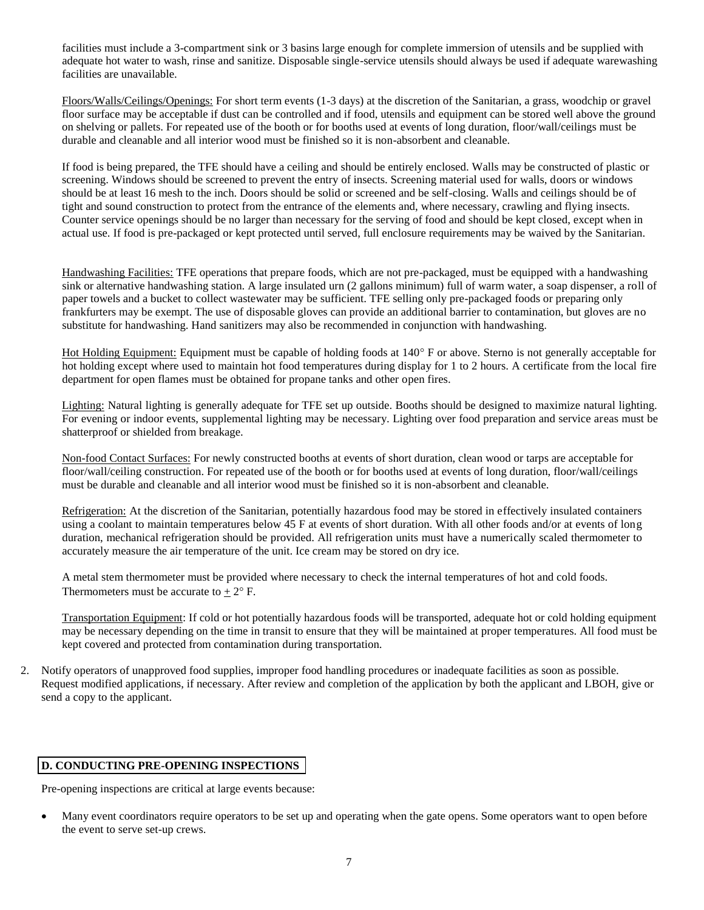facilities must include a 3-compartment sink or 3 basins large enough for complete immersion of utensils and be supplied with adequate hot water to wash, rinse and sanitize. Disposable single-service utensils should always be used if adequate warewashing facilities are unavailable.

Floors/Walls/Ceilings/Openings: For short term events (1-3 days) at the discretion of the Sanitarian, a grass, woodchip or gravel floor surface may be acceptable if dust can be controlled and if food, utensils and equipment can be stored well above the ground on shelving or pallets. For repeated use of the booth or for booths used at events of long duration, floor/wall/ceilings must be durable and cleanable and all interior wood must be finished so it is non-absorbent and cleanable.

If food is being prepared, the TFE should have a ceiling and should be entirely enclosed. Walls may be constructed of plastic or screening. Windows should be screened to prevent the entry of insects. Screening material used for walls, doors or windows should be at least 16 mesh to the inch. Doors should be solid or screened and be self-closing. Walls and ceilings should be of tight and sound construction to protect from the entrance of the elements and, where necessary, crawling and flying insects. Counter service openings should be no larger than necessary for the serving of food and should be kept closed, except when in actual use. If food is pre-packaged or kept protected until served, full enclosure requirements may be waived by the Sanitarian.

Handwashing Facilities: TFE operations that prepare foods, which are not pre-packaged, must be equipped with a handwashing sink or alternative handwashing station. A large insulated urn (2 gallons minimum) full of warm water, a soap dispenser, a roll of paper towels and a bucket to collect wastewater may be sufficient. TFE selling only pre-packaged foods or preparing only frankfurters may be exempt. The use of disposable gloves can provide an additional barrier to contamination, but gloves are no substitute for handwashing. Hand sanitizers may also be recommended in conjunction with handwashing.

Hot Holding Equipment: Equipment must be capable of holding foods at 140° F or above. Sterno is not generally acceptable for hot holding except where used to maintain hot food temperatures during display for 1 to 2 hours. A certificate from the local fire department for open flames must be obtained for propane tanks and other open fires.

Lighting: Natural lighting is generally adequate for TFE set up outside. Booths should be designed to maximize natural lighting. For evening or indoor events, supplemental lighting may be necessary. Lighting over food preparation and service areas must be shatterproof or shielded from breakage.

Non-food Contact Surfaces: For newly constructed booths at events of short duration, clean wood or tarps are acceptable for floor/wall/ceiling construction. For repeated use of the booth or for booths used at events of long duration, floor/wall/ceilings must be durable and cleanable and all interior wood must be finished so it is non-absorbent and cleanable.

Refrigeration: At the discretion of the Sanitarian, potentially hazardous food may be stored in effectively insulated containers using a coolant to maintain temperatures below 45 F at events of short duration. With all other foods and/or at events of long duration, mechanical refrigeration should be provided. All refrigeration units must have a numerically scaled thermometer to accurately measure the air temperature of the unit. Ice cream may be stored on dry ice.

A metal stem thermometer must be provided where necessary to check the internal temperatures of hot and cold foods. Thermometers must be accurate to $\pm$ 2° F.

Transportation Equipment: If cold or hot potentially hazardous foods will be transported, adequate hot or cold holding equipment may be necessary depending on the time in transit to ensure that they will be maintained at proper temperatures. All food must be kept covered and protected from contamination during transportation.

2. Notify operators of unapproved food supplies, improper food handling procedures or inadequate facilities as soon as possible. Request modified applications, if necessary. After review and completion of the application by both the applicant and LBOH, give or send a copy to the applicant.

## D. CONDUCTING PRE-OPENING INSPECTIONS

Pre-opening inspections are critical at large events because:

- Many event coordinators require operators to be set up and operating when the gate opens. Some operators want to open before the event to serve set-up crews.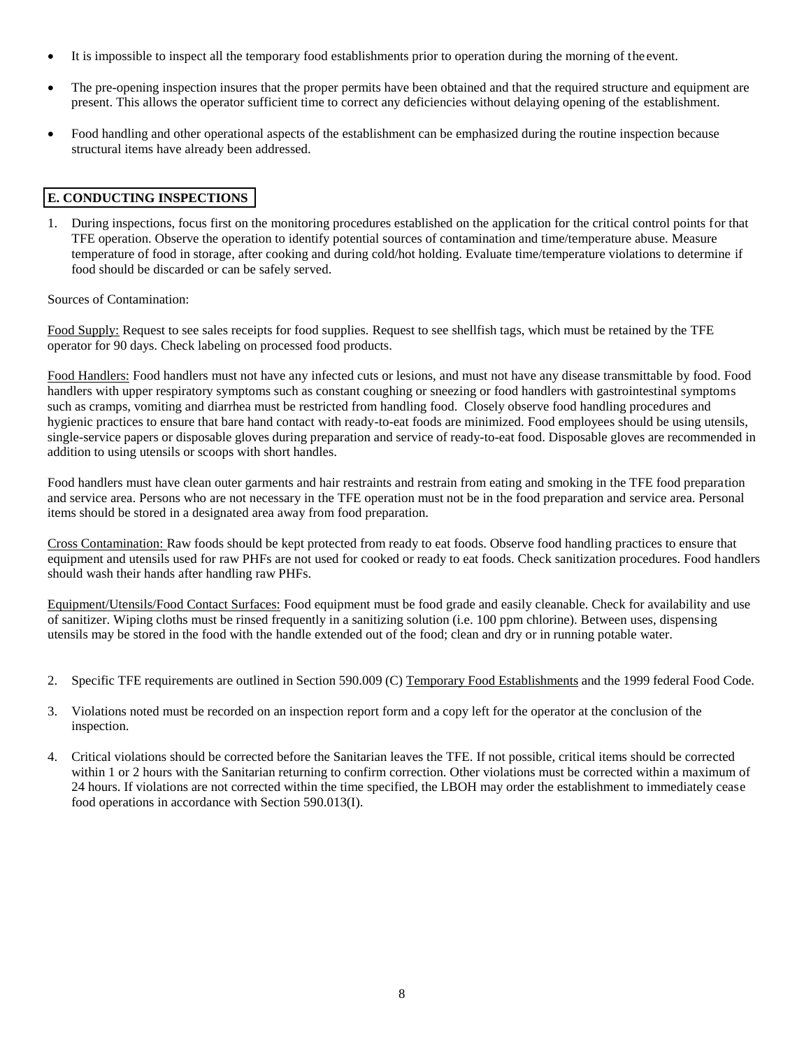- It is impossible to inspect all the temporary food establishments prior to operation during the morning of the event.
- The pre-opening inspection insures that the proper permits have been obtained and that the required structure and equipment are present. This allows the operator sufficient time to correct any deficiencies without delaying opening of the establishment.
- Food handling and other operational aspects of the establishment can be emphasized during the routine inspection because structural items have already been addressed.

## E. CONDUCTING INSPECTIONS

1. During inspections, focus first on the monitoring procedures established on the application for the critical control points for that TFE operation. Observe the operation to identify potential sources of contamination and time/temperature abuse. Measure temperature of food in storage, after cooking and during cold/hot holding. Evaluate time/temperature violations to determine if food should be discarded or can be safely served.

Sources of Contamination:

Food Supply: Request to see sales receipts for food supplies. Request to see shellfish tags, which must be retained by the TFE operator for 90 days. Check labeling on processed food products.

Food Handlers: Food handlers must not have any infected cuts or lesions, and must not have any disease transmittable by food. Food handlers with upper respiratory symptoms such as constant coughing or sneezing or food handlers with gastrointestinal symptoms such as cramps, vomiting and diarrhea must be restricted from handling food. Closely observe food handling procedures and hygienic practices to ensure that bare hand contact with ready-to-eat foods are minimized. Food employees should be using utensils, single-service papers or disposable gloves during preparation and service of ready-to-eat food. Disposable gloves are recommended in addition to using utensils or scoops with short handles.

Food handlers must have clean outer garments and hair restraints and restrain from eating and smoking in the TFE food preparation and service area. Persons who are not necessary in the TFE operation must not be in the food preparation and service area. Personal items should be stored in a designated area away from food preparation.

Cross Contamination: Raw foods should be kept protected from ready to eat foods. Observe food handling practices to ensure that equipment and utensils used for raw PHFs are not used for cooked or ready to eat foods. Check sanitization procedures. Food handlers should wash their hands after handling raw PHFs.

Equipment/Utensils/Food Contact Surfaces: Food equipment must be food grade and easily cleanable. Check for availability and use of sanitizer. Wiping cloths must be rinsed frequently in a sanitizing solution (i.e. 100 ppm chlorine). Between uses, dispensing utensils may be stored in the food with the handle extended out of the food; clean and dry or in running potable water.

2. Specific TFE requirements are outlined in Section 590.009 (C) Temporary Food Establishments and the 1999 federal Food Code.
3. Violations noted must be recorded on an inspection report form and a copy left for the operator at the conclusion of the inspection.
4. Critical violations should be corrected before the Sanitarian leaves the TFE. If not possible, critical items should be corrected within 1 or 2 hours with the Sanitarian returning to confirm correction. Other violations must be corrected within a maximum of 24 hours. If violations are not corrected within the time specified, the LBOH may order the establishment to immediately cease food operations in accordance with Section 590.013(I).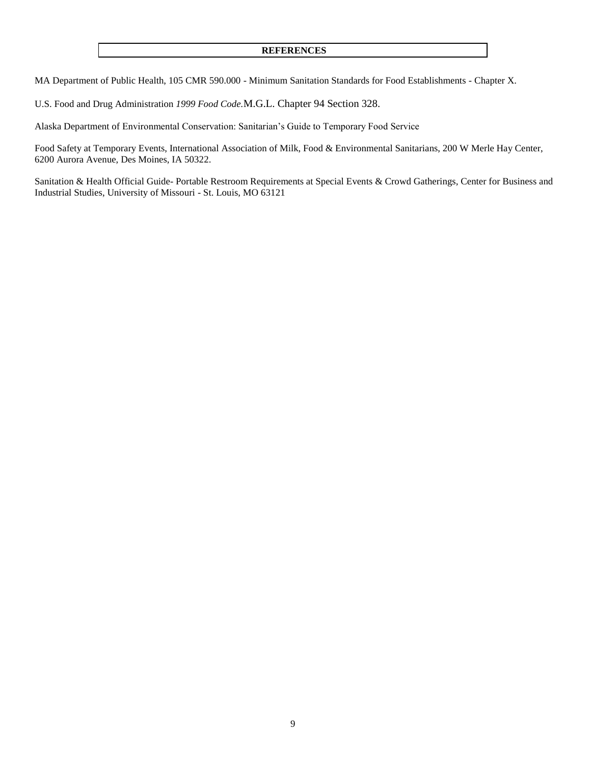## REFERENCES

MA Department of Public Health, 105 CMR 590.000 - Minimum Sanitation Standards for Food Establishments - Chapter X.

U.S. Food and Drug Administration *1999 Food Code.*M.G.L. Chapter 94 Section 328.

Alaska Department of Environmental Conservation: Sanitarian's Guide to Temporary Food Service

Food Safety at Temporary Events, International Association of Milk, Food & Environmental Sanitarians, 200 W Merle Hay Center, 6200 Aurora Avenue, Des Moines, IA 50322.

Sanitation & Health Official Guide- Portable Restroom Requirements at Special Events & Crowd Gatherings, Center for Business and Industrial Studies, University of Missouri - St. Louis, MO 63121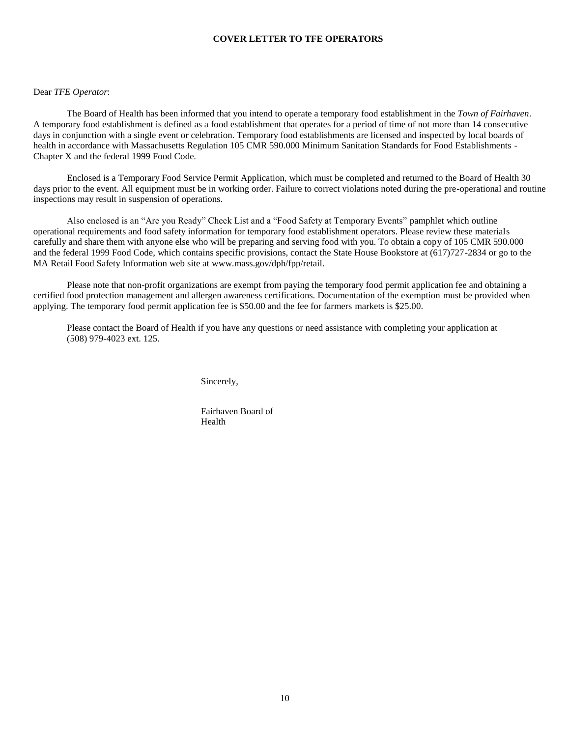**COVER LETTER TO TFE OPERATORS**

Dear *TFE Operator*:

The Board of Health has been informed that you intend to operate a temporary food establishment in the *Town of Fairhaven*. A temporary food establishment is defined as a food establishment that operates for a period of time of not more than 14 consecutive days in conjunction with a single event or celebration. Temporary food establishments are licensed and inspected by local boards of health in accordance with Massachusetts Regulation 105 CMR 590.000 Minimum Sanitation Standards for Food Establishments - Chapter X and the federal 1999 Food Code.

Enclosed is a Temporary Food Service Permit Application, which must be completed and returned to the Board of Health 30 days prior to the event. All equipment must be in working order. Failure to correct violations noted during the pre-operational and routine inspections may result in suspension of operations.

Also enclosed is an "Are you Ready" Check List and a "Food Safety at Temporary Events" pamphlet which outline operational requirements and food safety information for temporary food establishment operators. Please review these materials carefully and share them with anyone else who will be preparing and serving food with you. To obtain a copy of 105 CMR 590.000 and the federal 1999 Food Code, which contains specific provisions, contact the State House Bookstore at (617)727-2834 or go to the MA Retail Food Safety Information web site at www.mass.gov/dph/fpp/retail.

Please note that non-profit organizations are exempt from paying the temporary food permit application fee and obtaining a certified food protection management and allergen awareness certifications. Documentation of the exemption must be provided when applying. The temporary food permit application fee is $50.00 and the fee for farmers markets is $25.00.

Please contact the Board of Health if you have any questions or need assistance with completing your application at (508) 979-4023 ext. 125.

Sincerely,

Fairhaven Board of Health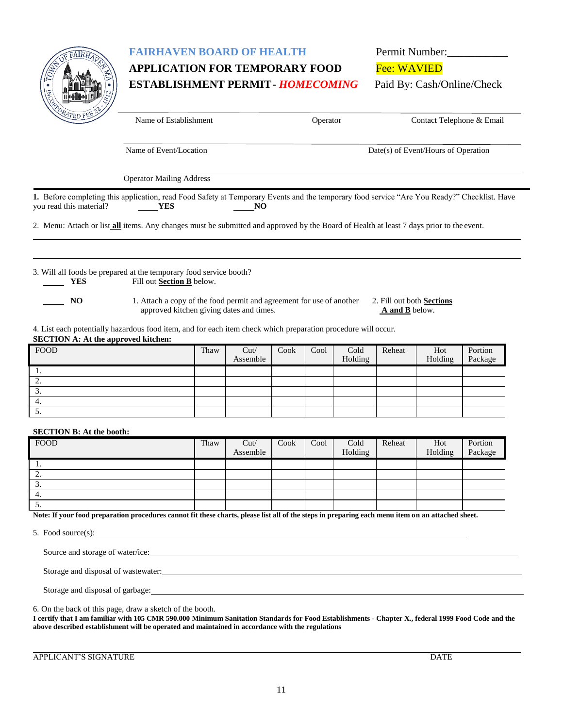**FAIRHAVEN BOARD OF HEALTH**

**APPLICATION FOR TEMPORARY FOOD ESTABLISHMENT PERMIT - *HOMECOMING***

Permit Number:___________

Fee: WAVIED

Paid By: Cash/Online/Check

Name of Establishment &nbsp;&nbsp;&nbsp; Operator &nbsp;&nbsp;&nbsp; Contact Telephone & Email

Name of Event/Location &nbsp;&nbsp;&nbsp; Date(s) of Event/Hours of Operation

Operator Mailing Address

**1.** Before completing this application, read Food Safety at Temporary Events and the temporary food service "Are You Ready?" Checklist. Have you read this material? _____**YES** _____**NO**

2. Menu: Attach or list **all** items. Any changes must be submitted and approved by the Board of Health at least 7 days prior to the event.

3. Will all foods be prepared at the temporary food service booth?

_____ **YES** Fill out **Section B** below.

_____ **NO** 1. Attach a copy of the food permit and agreement for use of another approved kitchen giving dates and times. 2. Fill out both **Sections A and B** below.

4. List each potentially hazardous food item, and for each item check which preparation procedure will occur.

**SECTION A: At the approved kitchen:**

| FOOD | Thaw | Cut/ Assemble | Cook | Cool | Cold Holding | Reheat | Hot Holding | Portion Package |
|---|---|---|---|---|---|---|---|---|
| 1. | | | | | | | | |
| 2. | | | | | | | | |
| 3. | | | | | | | | |
| 4. | | | | | | | | |
| 5. | | | | | | | | |

**SECTION B: At the booth:**

| FOOD | Thaw | Cut/ Assemble | Cook | Cool | Cold Holding | Reheat | Hot Holding | Portion Package |
|---|---|---|---|---|---|---|---|---|
| 1. | | | | | | | | |
| 2. | | | | | | | | |
| 3. | | | | | | | | |
| 4. | | | | | | | | |
| 5. | | | | | | | | |

**Note: If your food preparation procedures cannot fit these charts, please list all of the steps in preparing each menu item on an attached sheet.**

5. Food source(s):___________________________________________

Source and storage of water/ice:___________________________________________

Storage and disposal of wastewater:___________________________________________

Storage and disposal of garbage:___________________________________________

6. On the back of this page, draw a sketch of the booth.

**I certify that I am familiar with 105 CMR 590.000 Minimum Sanitation Standards for Food Establishments - Chapter X., federal 1999 Food Code and the above described establishment will be operated and maintained in accordance with the regulations**

APPLICANT'S SIGNATURE &nbsp;&nbsp;&nbsp; DATE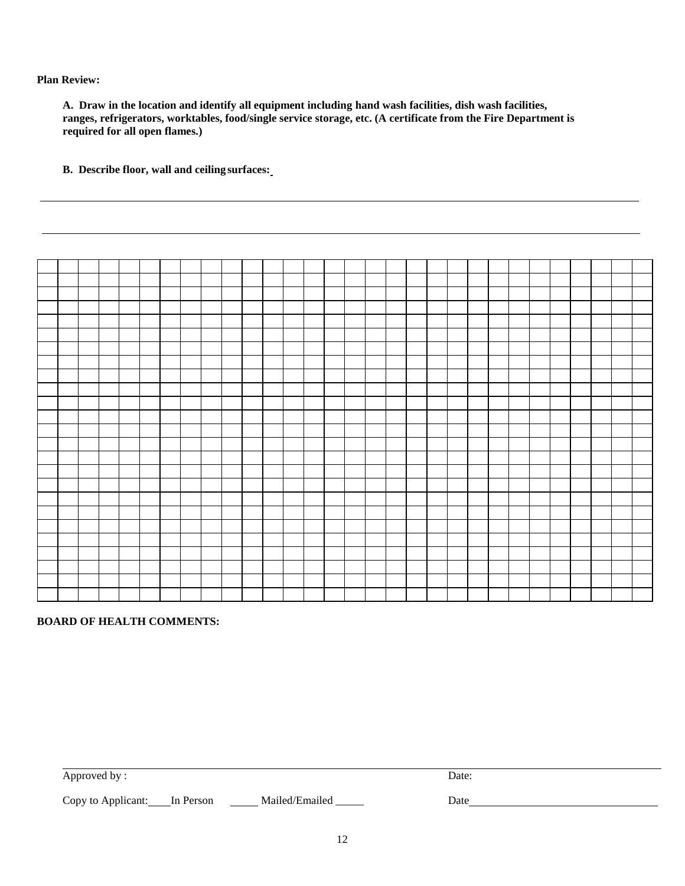**Plan Review:**

**A. Draw in the location and identify all equipment including hand wash facilities, dish wash facilities, ranges, refrigerators, worktables, food/single service storage, etc. (A certificate from the Fire Department is required for all open flames.)**

**B. Describe floor, wall and ceiling surfaces:**

\_\_\_\_\_\_\_\_\_\_\_\_\_\_\_\_\_\_\_\_\_\_\_\_\_\_\_\_\_\_\_\_\_\_\_\_\_\_\_\_\_\_\_\_\_\_\_\_\_\_\_\_\_\_\_\_\_\_\_\_\_\_\_\_\_\_\_\_\_\_\_\_\_\_\_\_\_\_

\_\_\_\_\_\_\_\_\_\_\_\_\_\_\_\_\_\_\_\_\_\_\_\_\_\_\_\_\_\_\_\_\_\_\_\_\_\_\_\_\_\_\_\_\_\_\_\_\_\_\_\_\_\_\_\_\_\_\_\_\_\_\_\_\_\_\_\_\_\_\_\_\_\_\_\_\_\_

**BOARD OF HEALTH COMMENTS:**

Approved by : Date:

Copy to Applicant: \_\_\_\_ In Person \_\_\_\_\_ Mailed/Emailed \_\_\_\_\_ Date \_\_\_\_\_\_\_\_\_\_\_\_\_\_\_\_\_\_\_\_\_\_\_\_\_\_\_\_\_\_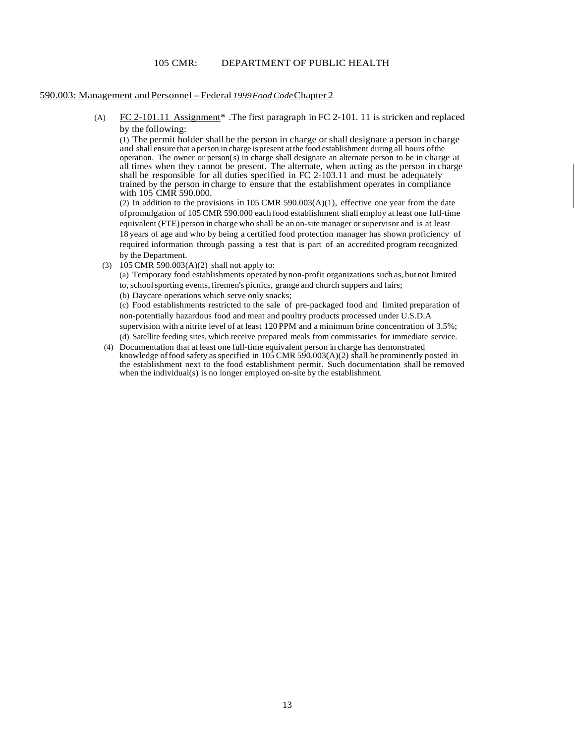590.003: Management and Personnel – Federal *1999 Food Code* Chapter 2

(A) FC 2-101.11 Assignment* .The first paragraph in FC 2-101. 11 is stricken and replaced by the following:

(1) The permit holder shall be the person in charge or shall designate a person in charge and shall ensure that a person in charge is present at the food establishment during all hours of the operation. The owner or person(s) in charge shall designate an alternate person to be in charge at all times when they cannot be present. The alternate, when acting as the person in charge shall be responsible for all duties specified in FC 2-103.11 and must be adequately trained by the person in charge to ensure that the establishment operates in compliance with 105 CMR 590.000.

(2) In addition to the provisions in 105 CMR 590.003(A)(1), effective one year from the date of promulgation of 105 CMR 590.000 each food establishment shall employ at least one full-time equivalent (FTE) person in charge who shall be an on-site manager or supervisor and is at least 18 years of age and who by being a certified food protection manager has shown proficiency of required information through passing a test that is part of an accredited program recognized by the Department.

(3) 105 CMR 590.003(A)(2) shall not apply to:

(a) Temporary food establishments operated by non-profit organizations such as, but not limited to, school sporting events, firemen's picnics, grange and church suppers and fairs;

(b) Daycare operations which serve only snacks;

(c) Food establishments restricted to the sale of pre-packaged food and limited preparation of non-potentially hazardous food and meat and poultry products processed under U.S.D.A supervision with a nitrite level of at least 120 PPM and a minimum brine concentration of 3.5%;

(d) Satellite feeding sites, which receive prepared meals from commissaries for immediate service.

(4) Documentation that at least one full-time equivalent person in charge has demonstrated knowledge of food safety as specified in 105 CMR 590.003(A)(2) shall be prominently posted in the establishment next to the food establishment permit. Such documentation shall be removed when the individual(s) is no longer employed on-site by the establishment.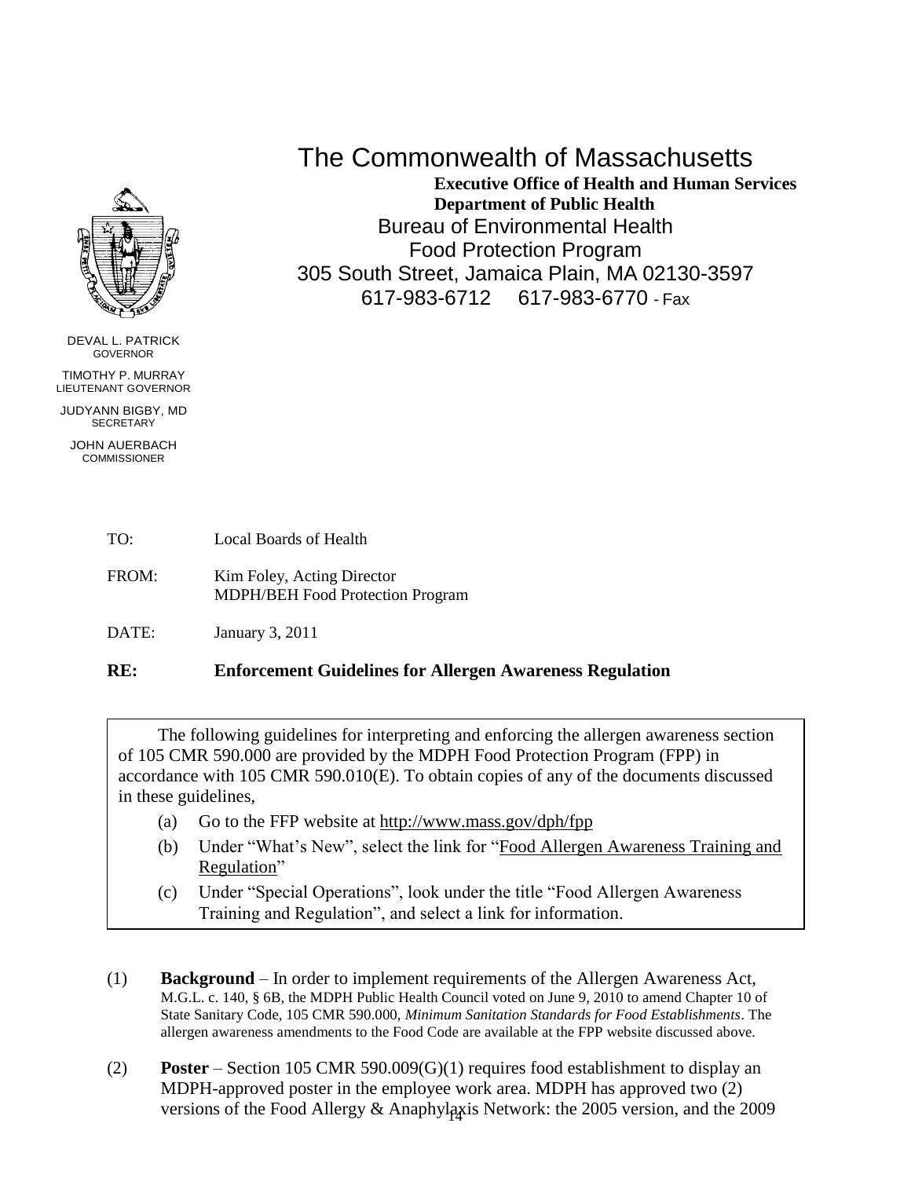# The Commonwealth of Massachusetts

**Executive Office of Health and Human Services**
**Department of Public Health**
Bureau of Environmental Health
Food Protection Program
305 South Street, Jamaica Plain, MA 02130-3597
617-983-6712 617-983-6770 - Fax

DEVAL L. PATRICK
GOVERNOR

TIMOTHY P. MURRAY
LIEUTENANT GOVERNOR

JUDYANN BIGBY, MD
SECRETARY

JOHN AUERBACH
COMMISSIONER

TO: Local Boards of Health

FROM: Kim Foley, Acting Director
MDPH/BEH Food Protection Program

DATE: January 3, 2011

**RE: Enforcement Guidelines for Allergen Awareness Regulation**

The following guidelines for interpreting and enforcing the allergen awareness section of 105 CMR 590.000 are provided by the MDPH Food Protection Program (FPP) in accordance with 105 CMR 590.010(E). To obtain copies of any of the documents discussed in these guidelines,

(a) Go to the FFP website at http://www.mass.gov/dph/fpp

(b) Under "What's New", select the link for "Food Allergen Awareness Training and Regulation"

(c) Under "Special Operations", look under the title "Food Allergen Awareness Training and Regulation", and select a link for information.

(1) **Background** – In order to implement requirements of the Allergen Awareness Act, M.G.L. c. 140, § 6B, the MDPH Public Health Council voted on June 9, 2010 to amend Chapter 10 of State Sanitary Code, 105 CMR 590.000, *Minimum Sanitation Standards for Food Establishments*. The allergen awareness amendments to the Food Code are available at the FPP website discussed above.

(2) **Poster** – Section 105 CMR 590.009(G)(1) requires food establishment to display an MDPH-approved poster in the employee work area. MDPH has approved two (2) versions of the Food Allergy & Anaphylaxis Network: the 2005 version, and the 2009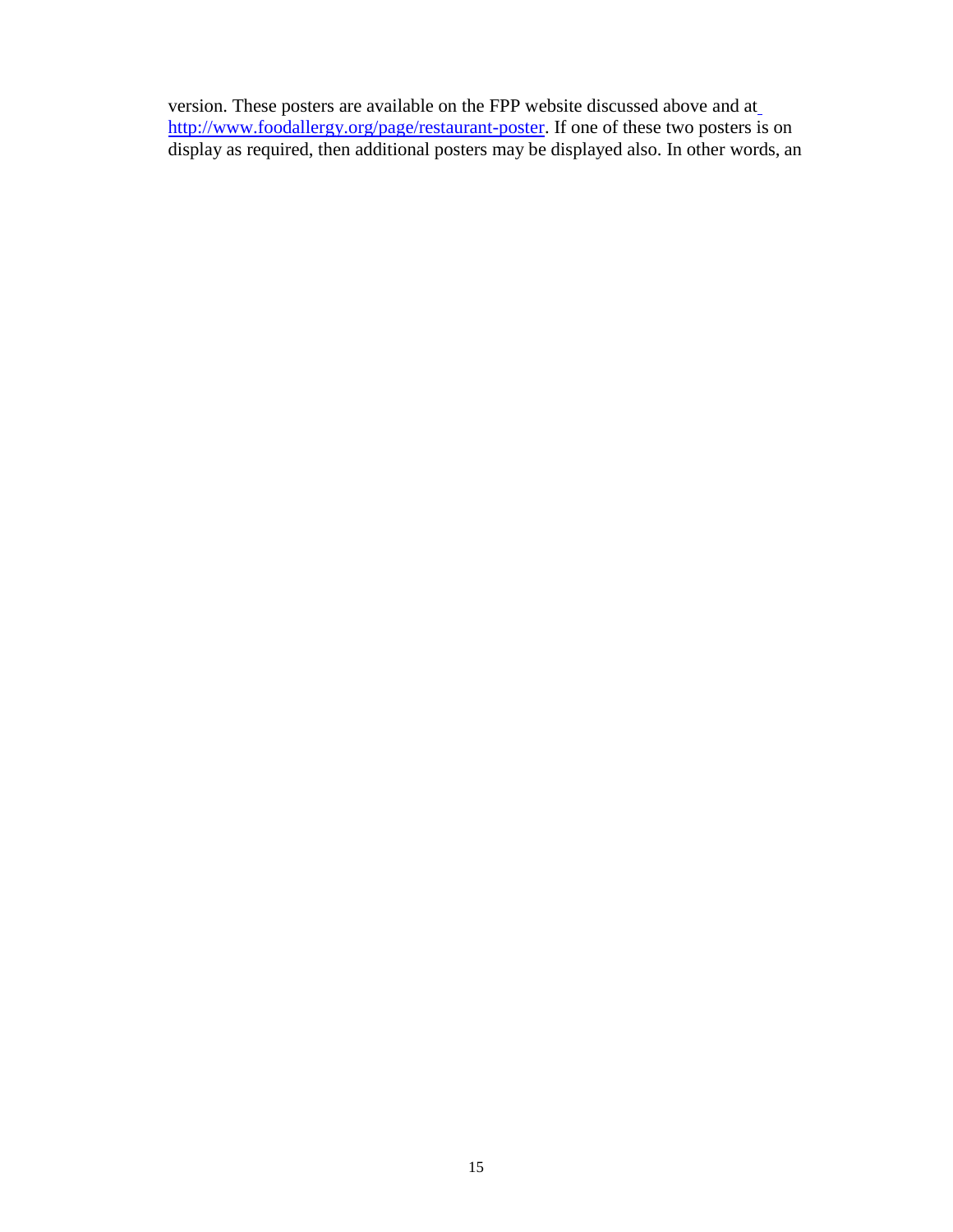version. These posters are available on the FPP website discussed above and at http://www.foodallergy.org/page/restaurant-poster. If one of these two posters is on display as required, then additional posters may be displayed also. In other words, an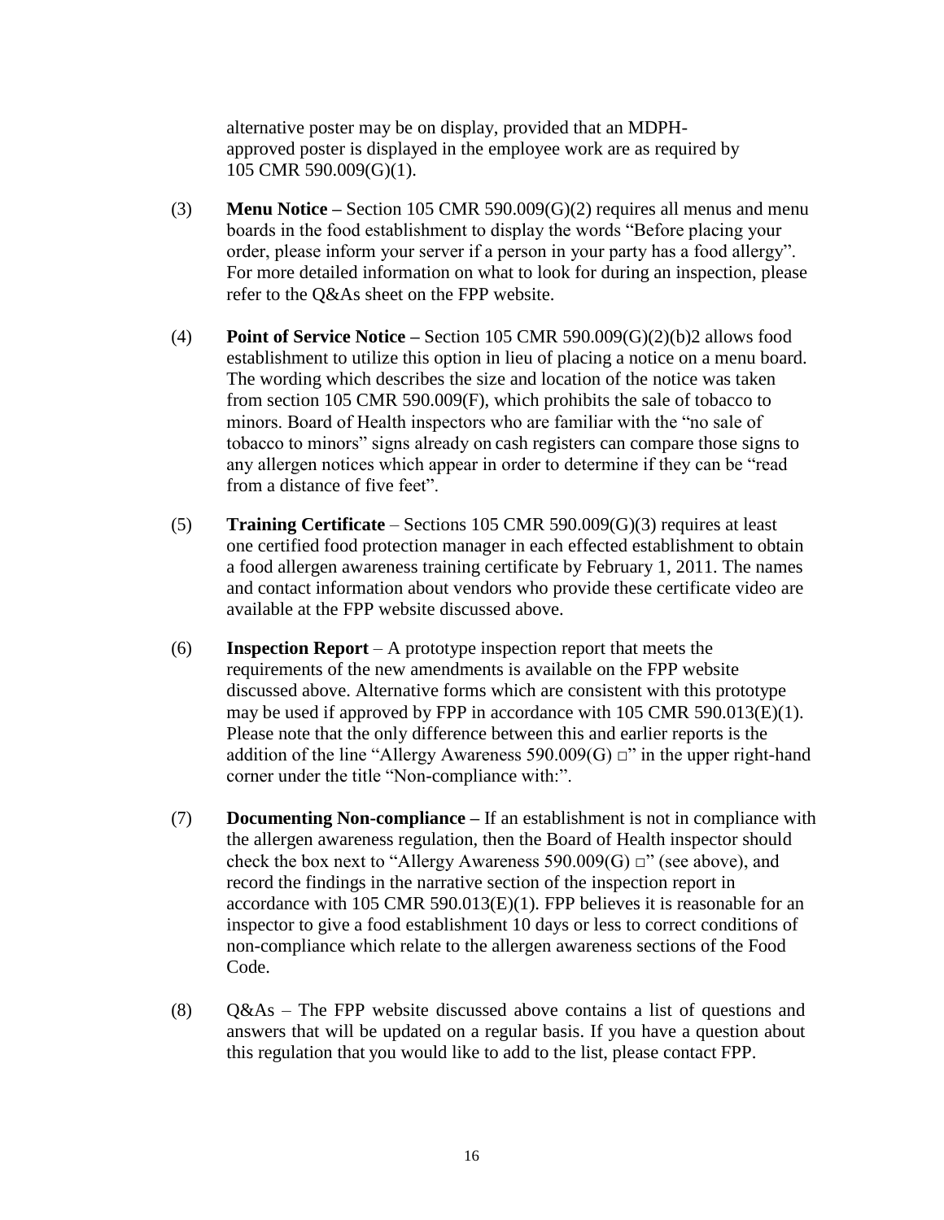alternative poster may be on display, provided that an MDPH-approved poster is displayed in the employee work are as required by 105 CMR 590.009(G)(1).

(3) **Menu Notice –** Section 105 CMR 590.009(G)(2) requires all menus and menu boards in the food establishment to display the words "Before placing your order, please inform your server if a person in your party has a food allergy". For more detailed information on what to look for during an inspection, please refer to the Q&As sheet on the FPP website.

(4) **Point of Service Notice –** Section 105 CMR 590.009(G)(2)(b)2 allows food establishment to utilize this option in lieu of placing a notice on a menu board. The wording which describes the size and location of the notice was taken from section 105 CMR 590.009(F), which prohibits the sale of tobacco to minors. Board of Health inspectors who are familiar with the "no sale of tobacco to minors" signs already on cash registers can compare those signs to any allergen notices which appear in order to determine if they can be "read from a distance of five feet".

(5) **Training Certificate** – Sections 105 CMR 590.009(G)(3) requires at least one certified food protection manager in each effected establishment to obtain a food allergen awareness training certificate by February 1, 2011. The names and contact information about vendors who provide these certificate video are available at the FPP website discussed above.

(6) **Inspection Report** – A prototype inspection report that meets the requirements of the new amendments is available on the FPP website discussed above. Alternative forms which are consistent with this prototype may be used if approved by FPP in accordance with 105 CMR 590.013(E)(1). Please note that the only difference between this and earlier reports is the addition of the line "Allergy Awareness 590.009(G) □" in the upper right-hand corner under the title "Non-compliance with:".

(7) **Documenting Non-compliance –** If an establishment is not in compliance with the allergen awareness regulation, then the Board of Health inspector should check the box next to "Allergy Awareness 590.009(G) □" (see above), and record the findings in the narrative section of the inspection report in accordance with 105 CMR 590.013(E)(1). FPP believes it is reasonable for an inspector to give a food establishment 10 days or less to correct conditions of non-compliance which relate to the allergen awareness sections of the Food Code.

(8) Q&As – The FPP website discussed above contains a list of questions and answers that will be updated on a regular basis. If you have a question about this regulation that you would like to add to the list, please contact FPP.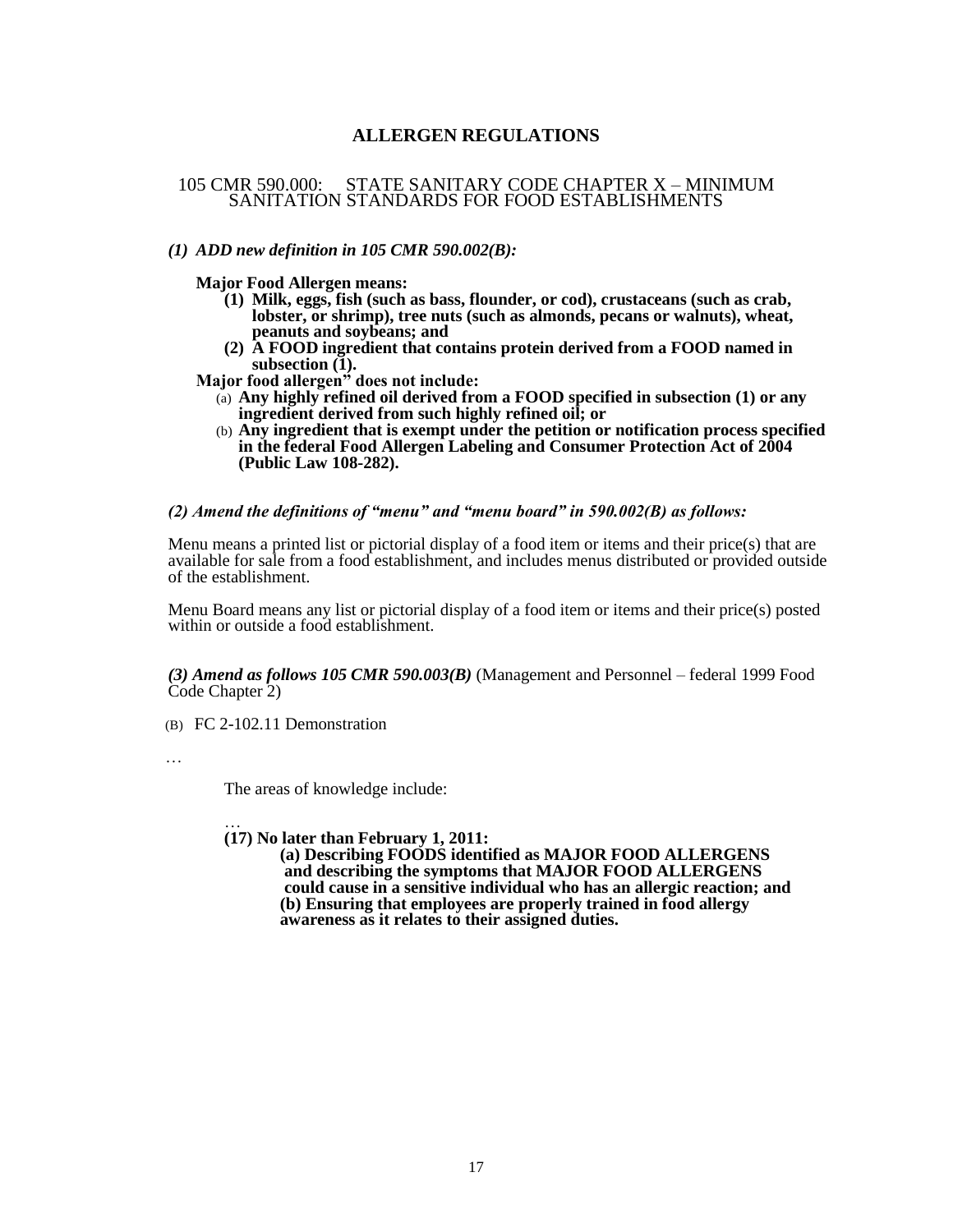## ALLERGEN REGULATIONS

105 CMR 590.000: STATE SANITARY CODE CHAPTER X – MINIMUM SANITATION STANDARDS FOR FOOD ESTABLISHMENTS

***(1) ADD new definition in 105 CMR 590.002(B):***

**Major Food Allergen means:**

**(1) Milk, eggs, fish (such as bass, flounder, or cod), crustaceans (such as crab, lobster, or shrimp), tree nuts (such as almonds, pecans or walnuts), wheat, peanuts and soybeans; and**

**(2) A FOOD ingredient that contains protein derived from a FOOD named in subsection (1).**

**Major food allergen" does not include:**

(a) **Any highly refined oil derived from a FOOD specified in subsection (1) or any ingredient derived from such highly refined oil; or**

(b) **Any ingredient that is exempt under the petition or notification process specified in the federal Food Allergen Labeling and Consumer Protection Act of 2004 (Public Law 108-282).**

***(2) Amend the definitions of "menu" and "menu board" in 590.002(B) as follows:***

Menu means a printed list or pictorial display of a food item or items and their price(s) that are available for sale from a food establishment, and includes menus distributed or provided outside of the establishment.

Menu Board means any list or pictorial display of a food item or items and their price(s) posted within or outside a food establishment.

***(3) Amend as follows 105 CMR 590.003(B)*** (Management and Personnel – federal 1999 Food Code Chapter 2)

(B) FC 2-102.11 Demonstration

…

The areas of knowledge include:

…

**(17) No later than February 1, 2011:**

**(a) Describing FOODS identified as MAJOR FOOD ALLERGENS and describing the symptoms that MAJOR FOOD ALLERGENS could cause in a sensitive individual who has an allergic reaction; and**

**(b) Ensuring that employees are properly trained in food allergy awareness as it relates to their assigned duties.**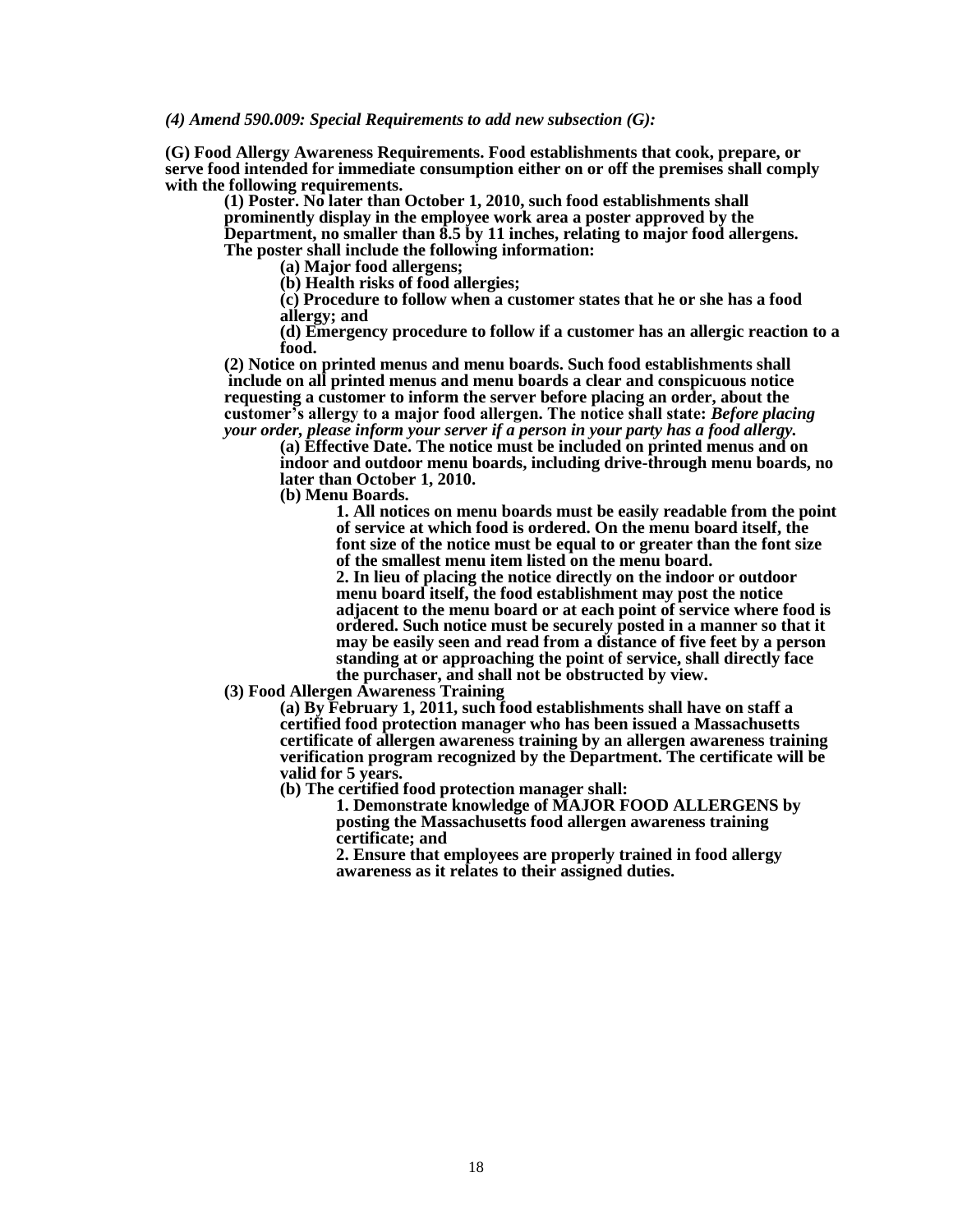*(4) Amend 590.009: Special Requirements to add new subsection (G):*

**(G) Food Allergy Awareness Requirements. Food establishments that cook, prepare, or serve food intended for immediate consumption either on or off the premises shall comply with the following requirements.**

**(1) Poster. No later than October 1, 2010, such food establishments shall prominently display in the employee work area a poster approved by the Department, no smaller than 8.5 by 11 inches, relating to major food allergens. The poster shall include the following information:**

**(a) Major food allergens;**

**(b) Health risks of food allergies;**

**(c) Procedure to follow when a customer states that he or she has a food allergy; and**

**(d) Emergency procedure to follow if a customer has an allergic reaction to a food.**

**(2) Notice on printed menus and menu boards. Such food establishments shall include on all printed menus and menu boards a clear and conspicuous notice requesting a customer to inform the server before placing an order, about the customer's allergy to a major food allergen. The notice shall state:** ***Before placing your order, please inform your server if a person in your party has a food allergy.***

**(a) Effective Date. The notice must be included on printed menus and on indoor and outdoor menu boards, including drive-through menu boards, no later than October 1, 2010.**

**(b) Menu Boards.**

**1. All notices on menu boards must be easily readable from the point of service at which food is ordered. On the menu board itself, the font size of the notice must be equal to or greater than the font size of the smallest menu item listed on the menu board.**

**2. In lieu of placing the notice directly on the indoor or outdoor menu board itself, the food establishment may post the notice adjacent to the menu board or at each point of service where food is ordered. Such notice must be securely posted in a manner so that it may be easily seen and read from a distance of five feet by a person standing at or approaching the point of service, shall directly face the purchaser, and shall not be obstructed by view.**

**(3) Food Allergen Awareness Training**

**(a) By February 1, 2011, such food establishments shall have on staff a certified food protection manager who has been issued a Massachusetts certificate of allergen awareness training by an allergen awareness training verification program recognized by the Department. The certificate will be valid for 5 years.**

**(b) The certified food protection manager shall:**

**1. Demonstrate knowledge of MAJOR FOOD ALLERGENS by posting the Massachusetts food allergen awareness training certificate; and**

**2. Ensure that employees are properly trained in food allergy awareness as it relates to their assigned duties.**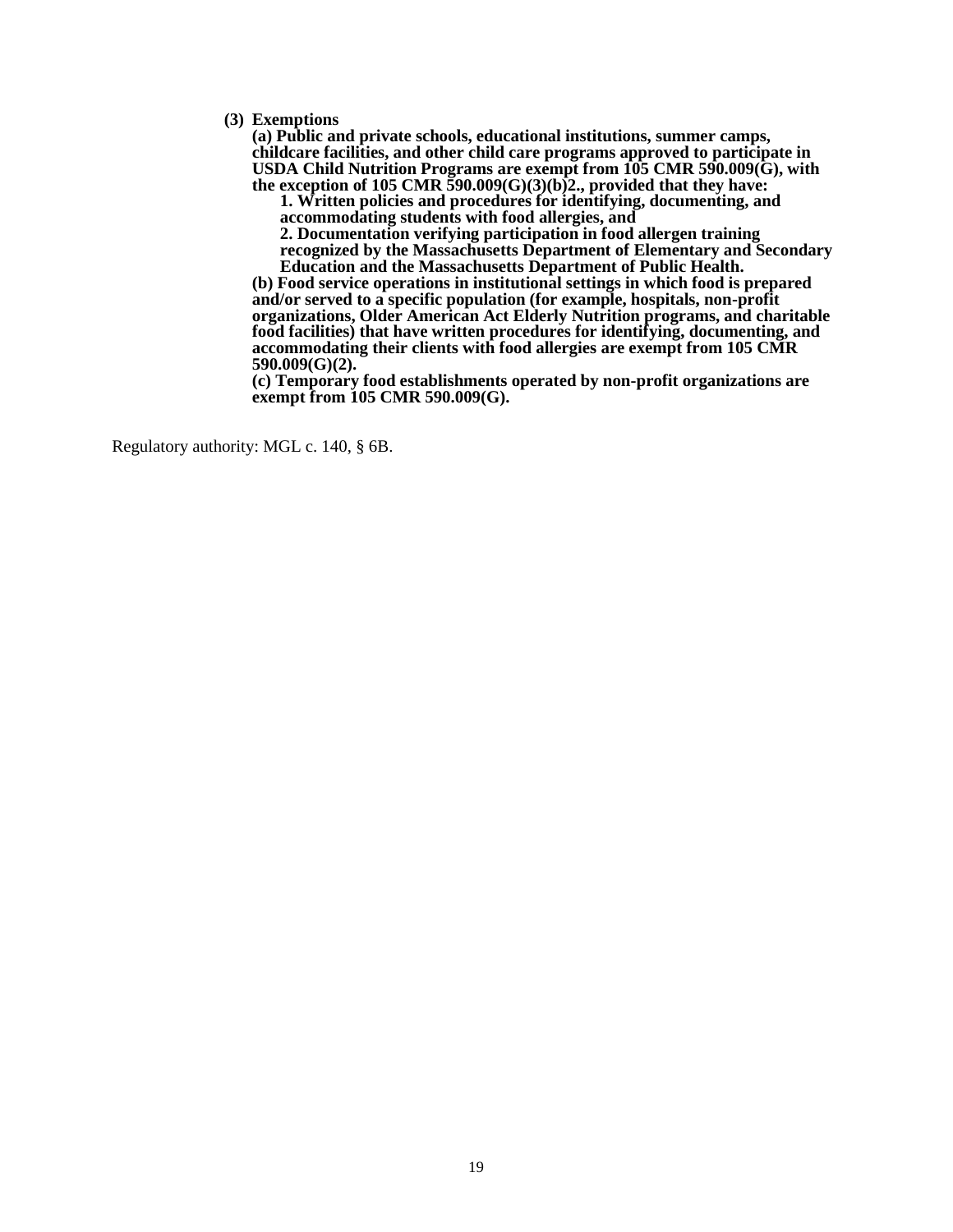**(3) Exemptions**

**(a) Public and private schools, educational institutions, summer camps, childcare facilities, and other child care programs approved to participate in USDA Child Nutrition Programs are exempt from 105 CMR 590.009(G), with the exception of 105 CMR 590.009(G)(3)(b)2., provided that they have:**

**1. Written policies and procedures for identifying, documenting, and accommodating students with food allergies, and**

**2. Documentation verifying participation in food allergen training recognized by the Massachusetts Department of Elementary and Secondary Education and the Massachusetts Department of Public Health.**

**(b) Food service operations in institutional settings in which food is prepared and/or served to a specific population (for example, hospitals, non-profit organizations, Older American Act Elderly Nutrition programs, and charitable food facilities) that have written procedures for identifying, documenting, and accommodating their clients with food allergies are exempt from 105 CMR 590.009(G)(2).**

**(c) Temporary food establishments operated by non-profit organizations are exempt from 105 CMR 590.009(G).**

Regulatory authority: MGL c. 140, § 6B.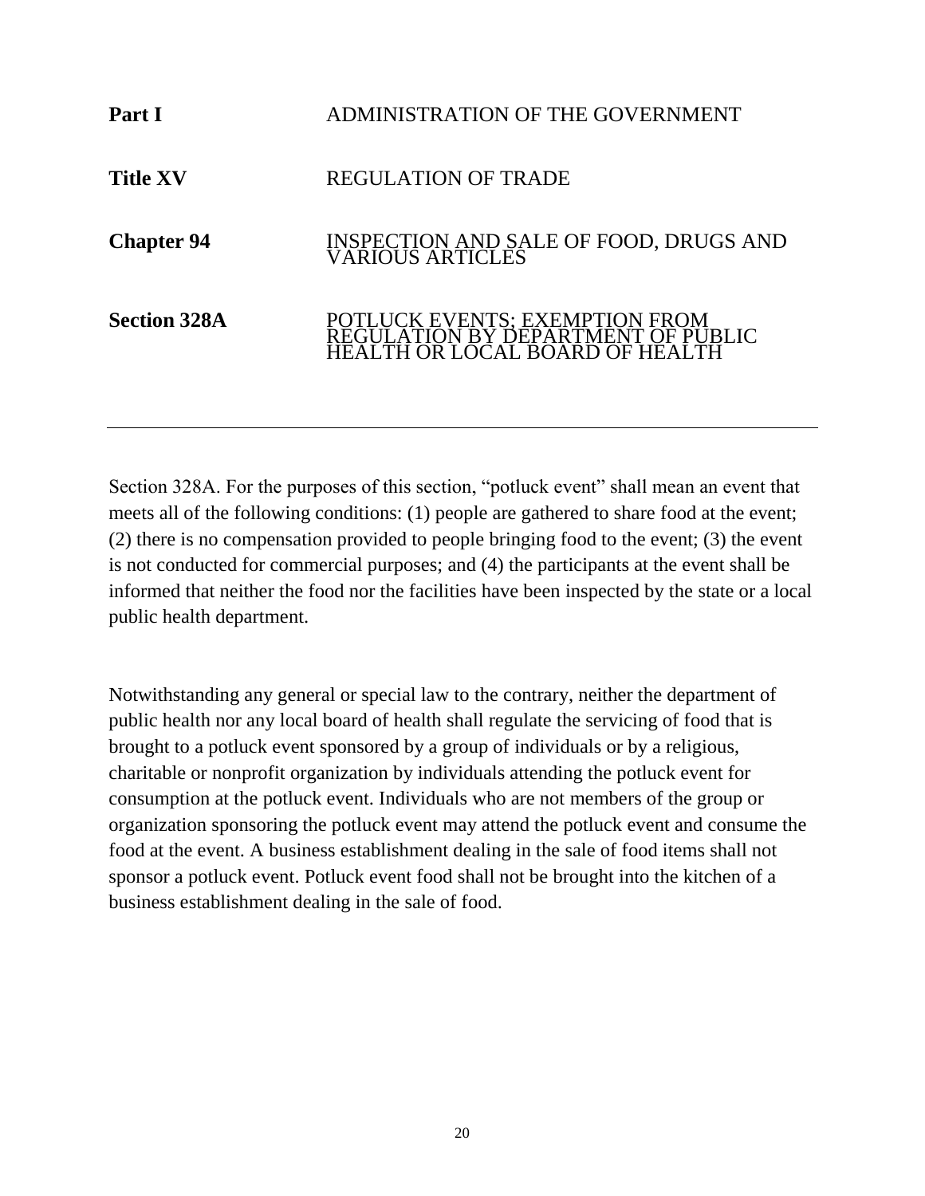| | |
|---|---|
| **Part I** | ADMINISTRATION OF THE GOVERNMENT |
| **Title XV** | REGULATION OF TRADE |
| **Chapter 94** | INSPECTION AND SALE OF FOOD, DRUGS AND VARIOUS ARTICLES |
| **Section 328A** | POTLUCK EVENTS; EXEMPTION FROM REGULATION BY DEPARTMENT OF PUBLIC HEALTH OR LOCAL BOARD OF HEALTH |

---

Section 328A. For the purposes of this section, “potluck event” shall mean an event that meets all of the following conditions: (1) people are gathered to share food at the event; (2) there is no compensation provided to people bringing food to the event; (3) the event is not conducted for commercial purposes; and (4) the participants at the event shall be informed that neither the food nor the facilities have been inspected by the state or a local public health department.

Notwithstanding any general or special law to the contrary, neither the department of public health nor any local board of health shall regulate the servicing of food that is brought to a potluck event sponsored by a group of individuals or by a religious, charitable or nonprofit organization by individuals attending the potluck event for consumption at the potluck event. Individuals who are not members of the group or organization sponsoring the potluck event may attend the potluck event and consume the food at the event. A business establishment dealing in the sale of food items shall not sponsor a potluck event. Potluck event food shall not be brought into the kitchen of a business establishment dealing in the sale of food.